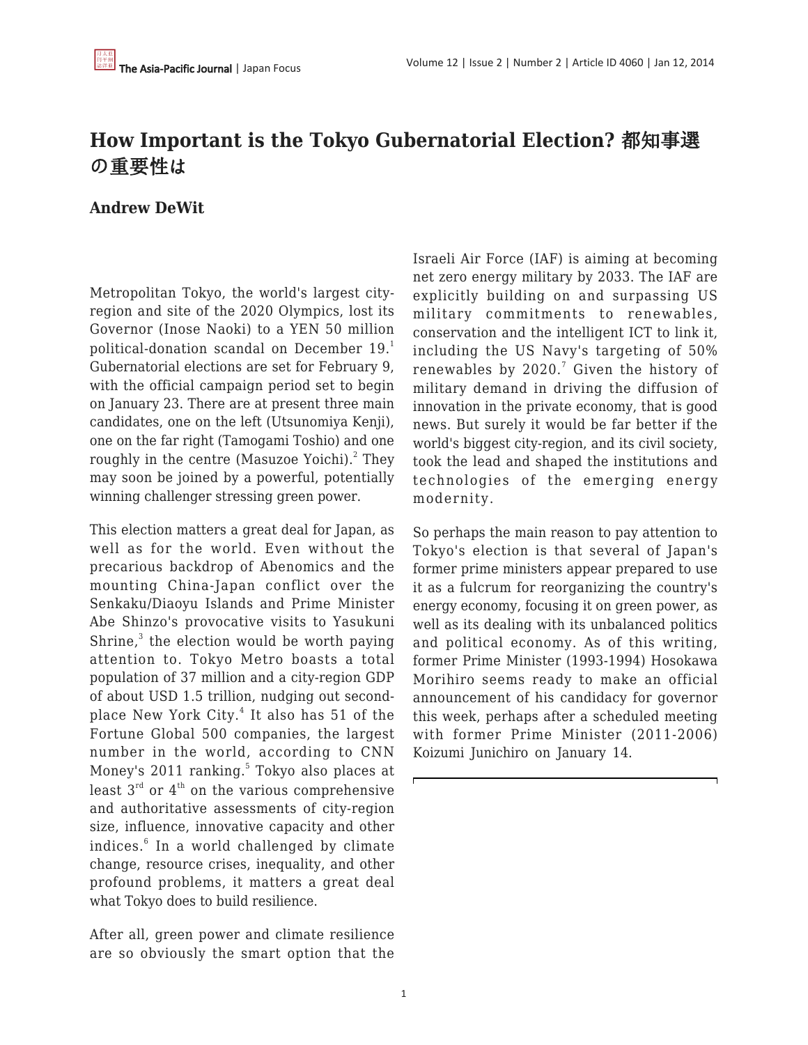# How Important is the Tokyo Gubernatorial Election? 都知事選の重要性は

**Andrew DeWit**

Metropolitan Tokyo, the world's largest city-region and site of the 2020 Olympics, lost its Governor (Inose Naoki) to a YEN 50 million political-donation scandal on December 19.[1] Gubernatorial elections are set for February 9, with the official campaign period set to begin on January 23. There are at present three main candidates, one on the left (Utsunomiya Kenji), one on the far right (Tamogami Toshio) and one roughly in the centre (Masuzoe Yoichi).[2] They may soon be joined by a powerful, potentially winning challenger stressing green power.

This election matters a great deal for Japan, as well as for the world. Even without the precarious backdrop of Abenomics and the mounting China-Japan conflict over the Senkaku/Diaoyu Islands and Prime Minister Abe Shinzo's provocative visits to Yasukuni Shrine,[3] the election would be worth paying attention to. Tokyo Metro boasts a total population of 37 million and a city-region GDP of about USD 1.5 trillion, nudging out second-place New York City.[4] It also has 51 of the Fortune Global 500 companies, the largest number in the world, according to CNN Money's 2011 ranking.[5] Tokyo also places at least 3rd or 4th on the various comprehensive and authoritative assessments of city-region size, influence, innovative capacity and other indices.[6] In a world challenged by climate change, resource crises, inequality, and other profound problems, it matters a great deal what Tokyo does to build resilience.

After all, green power and climate resilience are so obviously the smart option that the Israeli Air Force (IAF) is aiming at becoming net zero energy military by 2033. The IAF are explicitly building on and surpassing US military commitments to renewables, conservation and the intelligent ICT to link it, including the US Navy's targeting of 50% renewables by 2020.[7] Given the history of military demand in driving the diffusion of innovation in the private economy, that is good news. But surely it would be far better if the world's biggest city-region, and its civil society, took the lead and shaped the institutions and technologies of the emerging energy modernity.

So perhaps the main reason to pay attention to Tokyo's election is that several of Japan's former prime ministers appear prepared to use it as a fulcrum for reorganizing the country's energy economy, focusing it on green power, as well as its dealing with its unbalanced politics and political economy. As of this writing, former Prime Minister (1993-1994) Hosokawa Morihiro seems ready to make an official announcement of his candidacy for governor this week, perhaps after a scheduled meeting with former Prime Minister (2011-2006) Koizumi Junichiro on January 14.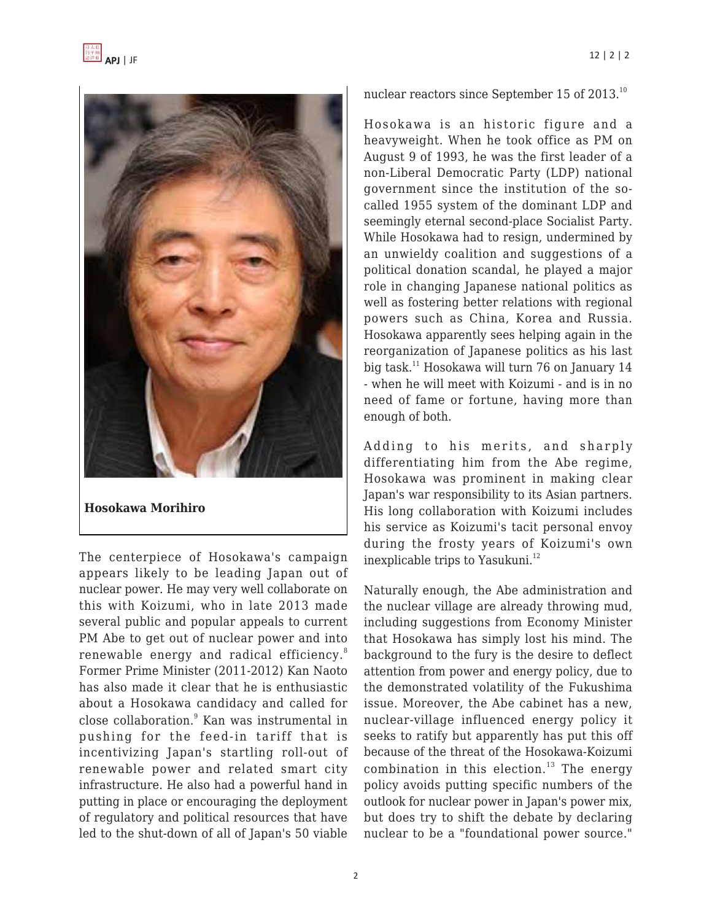**Hosokawa Morihiro**

The centerpiece of Hosokawa's campaign appears likely to be leading Japan out of nuclear power. He may very well collaborate on this with Koizumi, who in late 2013 made several public and popular appeals to current PM Abe to get out of nuclear power and into renewable energy and radical efficiency.[8] Former Prime Minister (2011-2012) Kan Naoto has also made it clear that he is enthusiastic about a Hosokawa candidacy and called for close collaboration.[9] Kan was instrumental in pushing for the feed-in tariff that is incentivizing Japan's startling roll-out of renewable power and related smart city infrastructure. He also had a powerful hand in putting in place or encouraging the deployment of regulatory and political resources that have led to the shut-down of all of Japan's 50 viable nuclear reactors since September 15 of 2013.[10]

Hosokawa is an historic figure and a heavyweight. When he took office as PM on August 9 of 1993, he was the first leader of a non-Liberal Democratic Party (LDP) national government since the institution of the so-called 1955 system of the dominant LDP and seemingly eternal second-place Socialist Party. While Hosokawa had to resign, undermined by an unwieldy coalition and suggestions of a political donation scandal, he played a major role in changing Japanese national politics as well as fostering better relations with regional powers such as China, Korea and Russia. Hosokawa apparently sees helping again in the reorganization of Japanese politics as his last big task.[11] Hosokawa will turn 76 on January 14 - when he will meet with Koizumi - and is in no need of fame or fortune, having more than enough of both.

Adding to his merits, and sharply differentiating him from the Abe regime, Hosokawa was prominent in making clear Japan's war responsibility to its Asian partners. His long collaboration with Koizumi includes his service as Koizumi's tacit personal envoy during the frosty years of Koizumi's own inexplicable trips to Yasukuni.[12]

Naturally enough, the Abe administration and the nuclear village are already throwing mud, including suggestions from Economy Minister that Hosokawa has simply lost his mind. The background to the fury is the desire to deflect attention from power and energy policy, due to the demonstrated volatility of the Fukushima issue. Moreover, the Abe cabinet has a new, nuclear-village influenced energy policy it seeks to ratify but apparently has put this off because of the threat of the Hosokawa-Koizumi combination in this election.[13] The energy policy avoids putting specific numbers of the outlook for nuclear power in Japan's power mix, but does try to shift the debate by declaring nuclear to be a "foundational power source."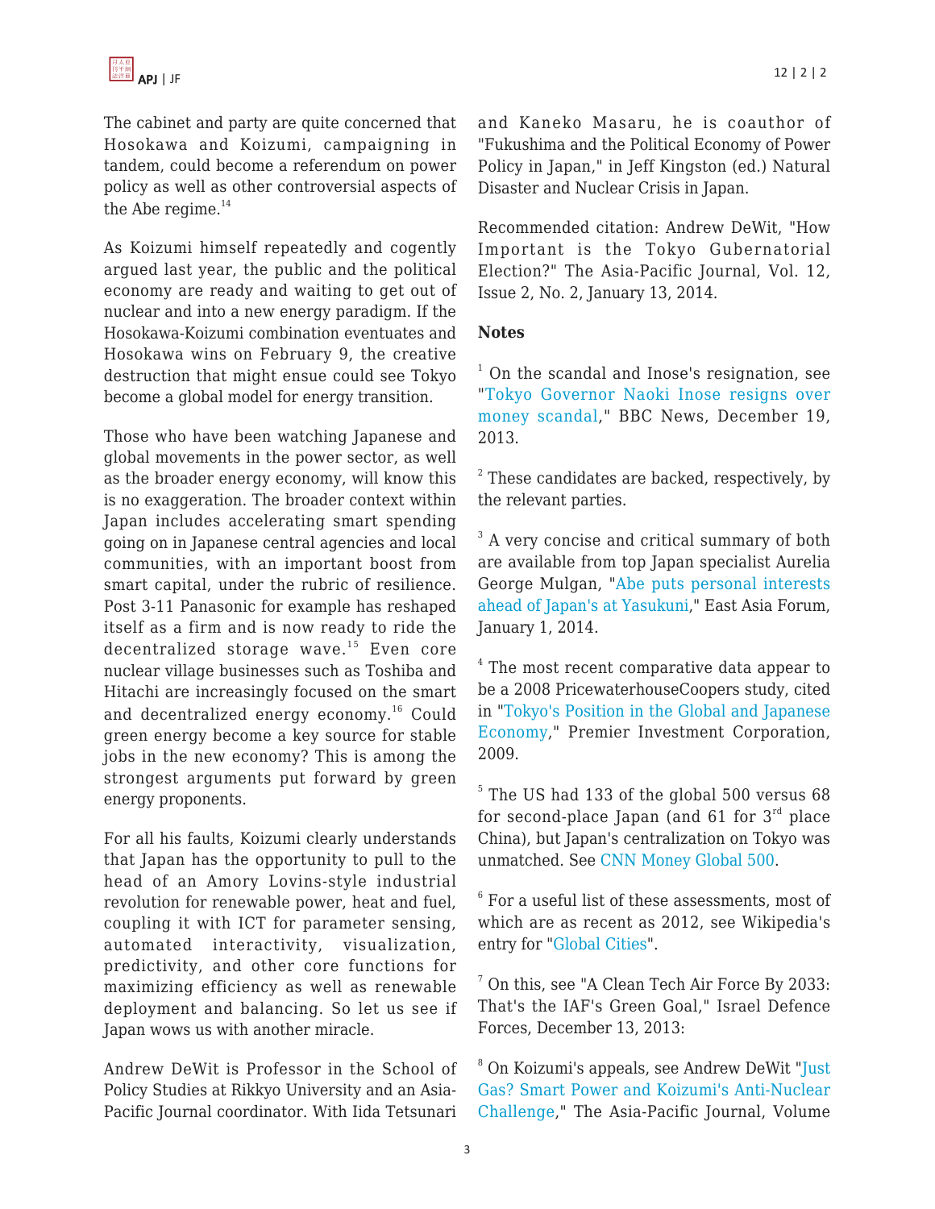The cabinet and party are quite concerned that Hosokawa and Koizumi, campaigning in tandem, could become a referendum on power policy as well as other controversial aspects of the Abe regime.[14]

As Koizumi himself repeatedly and cogently argued last year, the public and the political economy are ready and waiting to get out of nuclear and into a new energy paradigm. If the Hosokawa-Koizumi combination eventuates and Hosokawa wins on February 9, the creative destruction that might ensue could see Tokyo become a global model for energy transition.

Those who have been watching Japanese and global movements in the power sector, as well as the broader energy economy, will know this is no exaggeration. The broader context within Japan includes accelerating smart spending going on in Japanese central agencies and local communities, with an important boost from smart capital, under the rubric of resilience. Post 3-11 Panasonic for example has reshaped itself as a firm and is now ready to ride the decentralized storage wave.[15] Even core nuclear village businesses such as Toshiba and Hitachi are increasingly focused on the smart and decentralized energy economy.[16] Could green energy become a key source for stable jobs in the new economy? This is among the strongest arguments put forward by green energy proponents.

For all his faults, Koizumi clearly understands that Japan has the opportunity to pull to the head of an Amory Lovins-style industrial revolution for renewable power, heat and fuel, coupling it with ICT for parameter sensing, automated interactivity, visualization, predictivity, and other core functions for maximizing efficiency as well as renewable deployment and balancing. So let us see if Japan wows us with another miracle.

Andrew DeWit is Professor in the School of Policy Studies at Rikkyo University and an Asia-Pacific Journal coordinator. With Iida Tetsunari and Kaneko Masaru, he is coauthor of "Fukushima and the Political Economy of Power Policy in Japan," in Jeff Kingston (ed.) Natural Disaster and Nuclear Crisis in Japan.

Recommended citation: Andrew DeWit, "How Important is the Tokyo Gubernatorial Election?" The Asia-Pacific Journal, Vol. 12, Issue 2, No. 2, January 13, 2014.

**Notes**

[1] On the scandal and Inose's resignation, see "Tokyo Governor Naoki Inose resigns over money scandal," BBC News, December 19, 2013.

[2] These candidates are backed, respectively, by the relevant parties.

[3] A very concise and critical summary of both are available from top Japan specialist Aurelia George Mulgan, "Abe puts personal interests ahead of Japan's at Yasukuni," East Asia Forum, January 1, 2014.

[4] The most recent comparative data appear to be a 2008 PricewaterhouseCoopers study, cited in "Tokyo's Position in the Global and Japanese Economy," Premier Investment Corporation, 2009.

[5] The US had 133 of the global 500 versus 68 for second-place Japan (and 61 for 3rd place China), but Japan's centralization on Tokyo was unmatched. See CNN Money Global 500.

[6] For a useful list of these assessments, most of which are as recent as 2012, see Wikipedia's entry for "Global Cities".

[7] On this, see "A Clean Tech Air Force By 2033: That's the IAF's Green Goal," Israel Defence Forces, December 13, 2013:

[8] On Koizumi's appeals, see Andrew DeWit "Just Gas? Smart Power and Koizumi's Anti-Nuclear Challenge," The Asia-Pacific Journal, Volume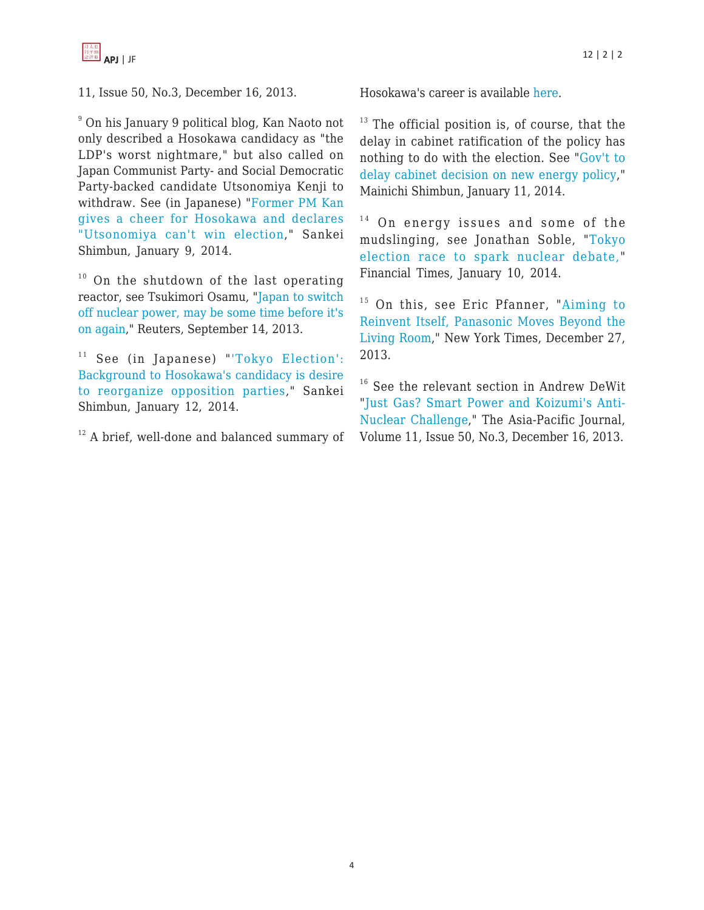11, Issue 50, No.3, December 16, 2013.

[9] On his January 9 political blog, Kan Naoto not only described a Hosokawa candidacy as "the LDP's worst nightmare," but also called on Japan Communist Party- and Social Democratic Party-backed candidate Utsonomiya Kenji to withdraw. See (in Japanese) "Former PM Kan gives a cheer for Hosokawa and declares "Utsonomiya can't win election," Sankei Shimbun, January 9, 2014.

[10] On the shutdown of the last operating reactor, see Tsukimori Osamu, "Japan to switch off nuclear power, may be some time before it's on again," Reuters, September 14, 2013.

[11] See (in Japanese) "'Tokyo Election': Background to Hosokawa's candidacy is desire to reorganize opposition parties," Sankei Shimbun, January 12, 2014.

[12] A brief, well-done and balanced summary of Hosokawa's career is available here.

[13] The official position is, of course, that the delay in cabinet ratification of the policy has nothing to do with the election. See "Gov't to delay cabinet decision on new energy policy," Mainichi Shimbun, January 11, 2014.

[14] On energy issues and some of the mudslinging, see Jonathan Soble, "Tokyo election race to spark nuclear debate," Financial Times, January 10, 2014.

[15] On this, see Eric Pfanner, "Aiming to Reinvent Itself, Panasonic Moves Beyond the Living Room," New York Times, December 27, 2013.

[16] See the relevant section in Andrew DeWit "Just Gas? Smart Power and Koizumi's Anti-Nuclear Challenge," The Asia-Pacific Journal, Volume 11, Issue 50, No.3, December 16, 2013.